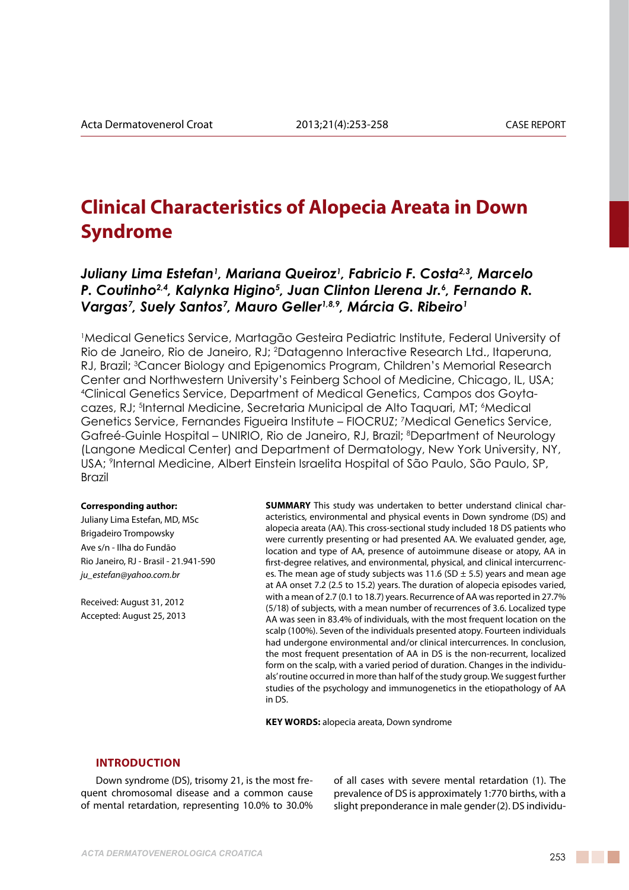CASE REPORT

# Clinical Characteristics of Alopecia Areata in Down Syndrome

***Juliany Lima Estefan[1], Mariana Queiroz[1], Fabricio F. Costa[2,3], Marcelo P. Coutinho[2,4], Kalynka Higino[5], Juan Clinton Llerena Jr.[6], Fernando R. Vargas[7], Suely Santos[7], Mauro Geller[1,8,9], Márcia G. Ribeiro[1]***

[1]Medical Genetics Service, Martagão Gesteira Pediatric Institute, Federal University of Rio de Janeiro, Rio de Janeiro, RJ; [2]Datagenno Interactive Research Ltd., Itaperuna, RJ, Brazil; [3]Cancer Biology and Epigenomics Program, Children's Memorial Research Center and Northwestern University's Feinberg School of Medicine, Chicago, IL, USA; [4]Clinical Genetics Service, Department of Medical Genetics, Campos dos Goytacazes, RJ; [5]Internal Medicine, Secretaria Municipal de Alto Taquari, MT; [6]Medical Genetics Service, Fernandes Figueira Institute – FIOCRUZ; [7]Medical Genetics Service, Gafreé-Guinle Hospital – UNIRIO, Rio de Janeiro, RJ, Brazil; [8]Department of Neurology (Langone Medical Center) and Department of Dermatology, New York University, NY, USA; [9]Internal Medicine, Albert Einstein Israelita Hospital of São Paulo, São Paulo, SP, Brazil

**Corresponding author:**
Juliany Lima Estefan, MD, MSc
Brigadeiro Trompowsky
Ave s/n - Ilha do Fundão
Rio Janeiro, RJ - Brasil - 21.941-590
*ju_estefan@yahoo.com.br*

Received: August 31, 2012
Accepted: August 25, 2013

**SUMMARY** This study was undertaken to better understand clinical characteristics, environmental and physical events in Down syndrome (DS) and alopecia areata (AA). This cross-sectional study included 18 DS patients who were currently presenting or had presented AA. We evaluated gender, age, location and type of AA, presence of autoimmune disease or atopy, AA in first-degree relatives, and environmental, physical, and clinical intercurrences. The mean age of study subjects was 11.6 (SD ± 5.5) years and mean age at AA onset 7.2 (2.5 to 15.2) years. The duration of alopecia episodes varied, with a mean of 2.7 (0.1 to 18.7) years. Recurrence of AA was reported in 27.7% (5/18) of subjects, with a mean number of recurrences of 3.6. Localized type AA was seen in 83.4% of individuals, with the most frequent location on the scalp (100%). Seven of the individuals presented atopy. Fourteen individuals had undergone environmental and/or clinical intercurrences. In conclusion, the most frequent presentation of AA in DS is the non-recurrent, localized form on the scalp, with a varied period of duration. Changes in the individuals' routine occurred in more than half of the study group. We suggest further studies of the psychology and immunogenetics in the etiopathology of AA in DS.

**KEY WORDS:** alopecia areata, Down syndrome

## INTRODUCTION

Down syndrome (DS), trisomy 21, is the most frequent chromosomal disease and a common cause of mental retardation, representing 10.0% to 30.0% of all cases with severe mental retardation (1). The prevalence of DS is approximately 1:770 births, with a slight preponderance in male gender (2). DS individu-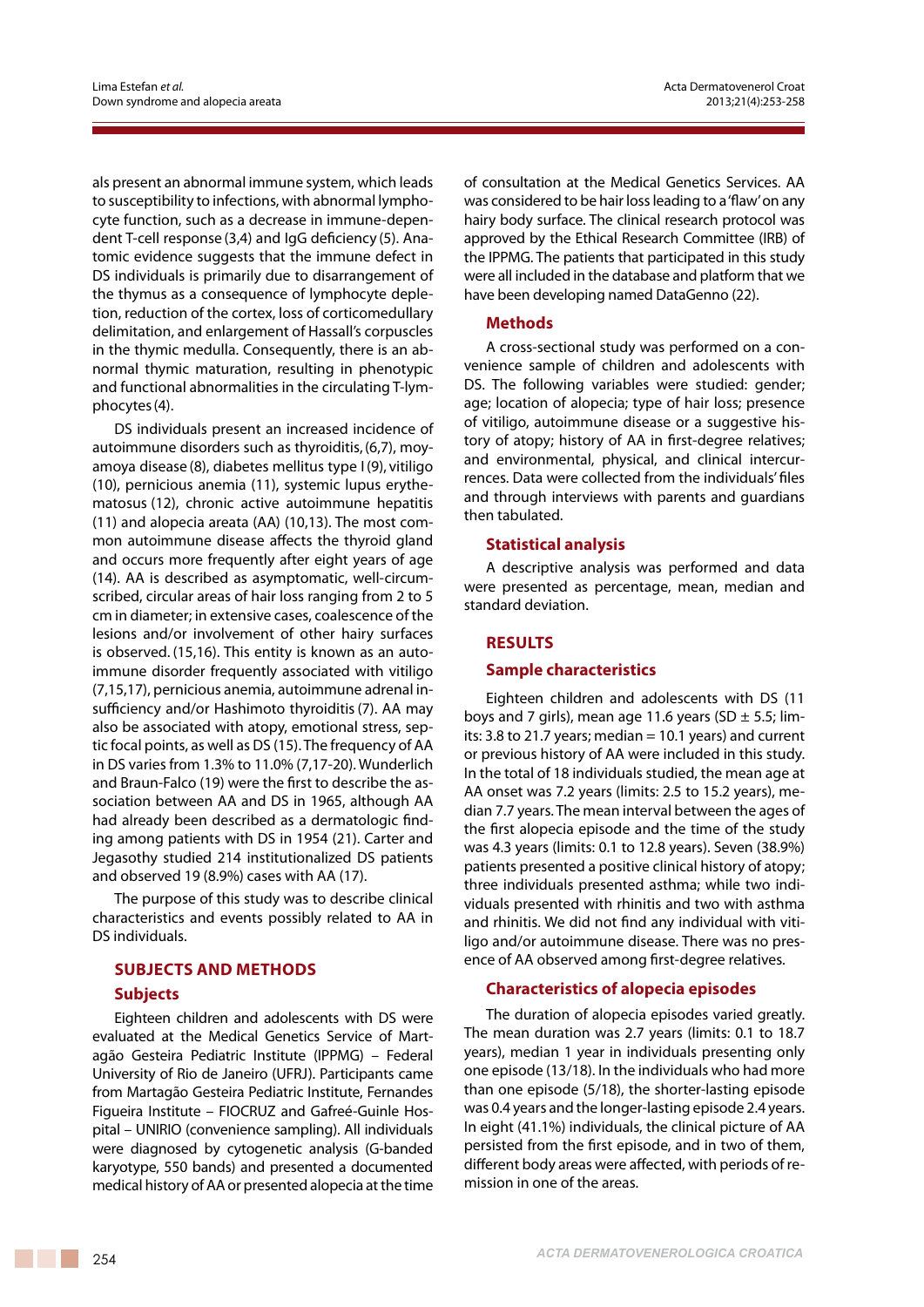als present an abnormal immune system, which leads to susceptibility to infections, with abnormal lymphocyte function, such as a decrease in immune-dependent T-cell response (3,4) and IgG deficiency (5). Anatomic evidence suggests that the immune defect in DS individuals is primarily due to disarrangement of the thymus as a consequence of lymphocyte depletion, reduction of the cortex, loss of corticomedullary delimitation, and enlargement of Hassall's corpuscles in the thymic medulla. Consequently, there is an abnormal thymic maturation, resulting in phenotypic and functional abnormalities in the circulating T-lymphocytes (4).

DS individuals present an increased incidence of autoimmune disorders such as thyroiditis, (6,7), moyamoya disease (8), diabetes mellitus type I (9), vitiligo (10), pernicious anemia (11), systemic lupus erythematosus (12), chronic active autoimmune hepatitis (11) and alopecia areata (AA) (10,13). The most common autoimmune disease affects the thyroid gland and occurs more frequently after eight years of age (14). AA is described as asymptomatic, well-circumscribed, circular areas of hair loss ranging from 2 to 5 cm in diameter; in extensive cases, coalescence of the lesions and/or involvement of other hairy surfaces is observed. (15,16). This entity is known as an autoimmune disorder frequently associated with vitiligo (7,15,17), pernicious anemia, autoimmune adrenal insufficiency and/or Hashimoto thyroiditis (7). AA may also be associated with atopy, emotional stress, septic focal points, as well as DS (15). The frequency of AA in DS varies from 1.3% to 11.0% (7,17-20). Wunderlich and Braun-Falco (19) were the first to describe the association between AA and DS in 1965, although AA had already been described as a dermatologic finding among patients with DS in 1954 (21). Carter and Jegasothy studied 214 institutionalized DS patients and observed 19 (8.9%) cases with AA (17).

The purpose of this study was to describe clinical characteristics and events possibly related to AA in DS individuals.

## SUBJECTS AND METHODS

### Subjects

Eighteen children and adolescents with DS were evaluated at the Medical Genetics Service of Martagão Gesteira Pediatric Institute (IPPMG) – Federal University of Rio de Janeiro (UFRJ). Participants came from Martagão Gesteira Pediatric Institute, Fernandes Figueira Institute – FIOCRUZ and Gafreé-Guinle Hospital – UNIRIO (convenience sampling). All individuals were diagnosed by cytogenetic analysis (G-banded karyotype, 550 bands) and presented a documented medical history of AA or presented alopecia at the time of consultation at the Medical Genetics Services. AA was considered to be hair loss leading to a 'flaw' on any hairy body surface. The clinical research protocol was approved by the Ethical Research Committee (IRB) of the IPPMG. The patients that participated in this study were all included in the database and platform that we have been developing named DataGenno (22).

### Methods

A cross-sectional study was performed on a convenience sample of children and adolescents with DS. The following variables were studied: gender; age; location of alopecia; type of hair loss; presence of vitiligo, autoimmune disease or a suggestive history of atopy; history of AA in first-degree relatives; and environmental, physical, and clinical intercurrences. Data were collected from the individuals' files and through interviews with parents and guardians then tabulated.

### Statistical analysis

A descriptive analysis was performed and data were presented as percentage, mean, median and standard deviation.

## RESULTS

### Sample characteristics

Eighteen children and adolescents with DS (11 boys and 7 girls), mean age 11.6 years (SD ± 5.5; limits: 3.8 to 21.7 years; median = 10.1 years) and current or previous history of AA were included in this study. In the total of 18 individuals studied, the mean age at AA onset was 7.2 years (limits: 2.5 to 15.2 years), median 7.7 years. The mean interval between the ages of the first alopecia episode and the time of the study was 4.3 years (limits: 0.1 to 12.8 years). Seven (38.9%) patients presented a positive clinical history of atopy; three individuals presented asthma; while two individuals presented with rhinitis and two with asthma and rhinitis. We did not find any individual with vitiligo and/or autoimmune disease. There was no presence of AA observed among first-degree relatives.

### Characteristics of alopecia episodes

The duration of alopecia episodes varied greatly. The mean duration was 2.7 years (limits: 0.1 to 18.7 years), median 1 year in individuals presenting only one episode (13/18). In the individuals who had more than one episode (5/18), the shorter-lasting episode was 0.4 years and the longer-lasting episode 2.4 years. In eight (41.1%) individuals, the clinical picture of AA persisted from the first episode, and in two of them, different body areas were affected, with periods of remission in one of the areas.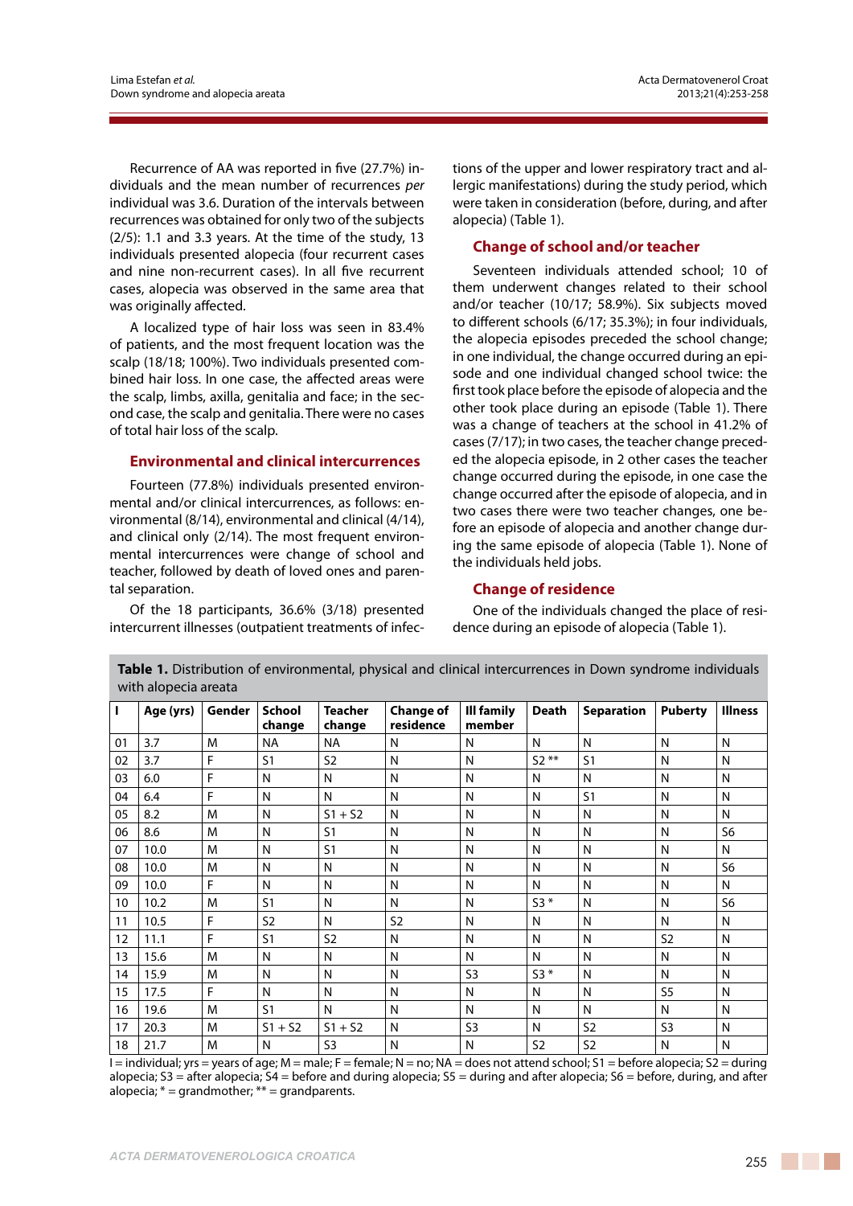Recurrence of AA was reported in five (27.7%) individuals and the mean number of recurrences *per* individual was 3.6. Duration of the intervals between recurrences was obtained for only two of the subjects (2/5): 1.1 and 3.3 years. At the time of the study, 13 individuals presented alopecia (four recurrent cases and nine non-recurrent cases). In all five recurrent cases, alopecia was observed in the same area that was originally affected.

A localized type of hair loss was seen in 83.4% of patients, and the most frequent location was the scalp (18/18; 100%). Two individuals presented combined hair loss. In one case, the affected areas were the scalp, limbs, axilla, genitalia and face; in the second case, the scalp and genitalia. There were no cases of total hair loss of the scalp.

## Environmental and clinical intercurrences

Fourteen (77.8%) individuals presented environmental and/or clinical intercurrences, as follows: environmental (8/14), environmental and clinical (4/14), and clinical only (2/14). The most frequent environmental intercurrences were change of school and teacher, followed by death of loved ones and parental separation.

Of the 18 participants, 36.6% (3/18) presented intercurrent illnesses (outpatient treatments of infections of the upper and lower respiratory tract and allergic manifestations) during the study period, which were taken in consideration (before, during, and after alopecia) (Table 1).

## Change of school and/or teacher

Seventeen individuals attended school; 10 of them underwent changes related to their school and/or teacher (10/17; 58.9%). Six subjects moved to different schools (6/17; 35.3%); in four individuals, the alopecia episodes preceded the school change; in one individual, the change occurred during an episode and one individual changed school twice: the first took place before the episode of alopecia and the other took place during an episode (Table 1). There was a change of teachers at the school in 41.2% of cases (7/17); in two cases, the teacher change preceded the alopecia episode, in 2 other cases the teacher change occurred during the episode, in one case the change occurred after the episode of alopecia, and in two cases there were two teacher changes, one before an episode of alopecia and another change during the same episode of alopecia (Table 1). None of the individuals held jobs.

## Change of residence

One of the individuals changed the place of residence during an episode of alopecia (Table 1).

**Table 1.** Distribution of environmental, physical and clinical intercurrences in Down syndrome individuals with alopecia areata

| I | Age (yrs) | Gender | School change | Teacher change | Change of residence | Ill family member | Death | Separation | Puberty | Illness |
|---|---|---|---|---|---|---|---|---|---|---|
| 01 | 3.7 | M | NA | NA | N | N | N | N | N | N |
| 02 | 3.7 | F | S1 | S2 | N | N | S2 ** | S1 | N | N |
| 03 | 6.0 | F | N | N | N | N | N | N | N | N |
| 04 | 6.4 | F | N | N | N | N | N | S1 | N | N |
| 05 | 8.2 | M | N | S1 + S2 | N | N | N | N | N | N |
| 06 | 8.6 | M | N | S1 | N | N | N | N | N | S6 |
| 07 | 10.0 | M | N | S1 | N | N | N | N | N | N |
| 08 | 10.0 | M | N | N | N | N | N | N | N | S6 |
| 09 | 10.0 | F | N | N | N | N | N | N | N | N |
| 10 | 10.2 | M | S1 | N | N | N | S3 * | N | N | S6 |
| 11 | 10.5 | F | S2 | N | S2 | N | N | N | N | N |
| 12 | 11.1 | F | S1 | S2 | N | N | N | N | S2 | N |
| 13 | 15.6 | M | N | N | N | N | N | N | N | N |
| 14 | 15.9 | M | N | N | N | S3 | S3 * | N | N | N |
| 15 | 17.5 | F | N | N | N | N | N | N | S5 | N |
| 16 | 19.6 | M | S1 | N | N | N | N | N | N | N |
| 17 | 20.3 | M | S1 + S2 | S1 + S2 | N | S3 | N | S2 | S3 | N |
| 18 | 21.7 | M | N | S3 | N | N | S2 | S2 | N | N |

I = individual; yrs = years of age; M = male; F = female; N = no; NA = does not attend school; S1 = before alopecia; S2 = during alopecia; S3 = after alopecia; S4 = before and during alopecia; S5 = during and after alopecia; S6 = before, during, and after alopecia; * = grandmother; ** = grandparents.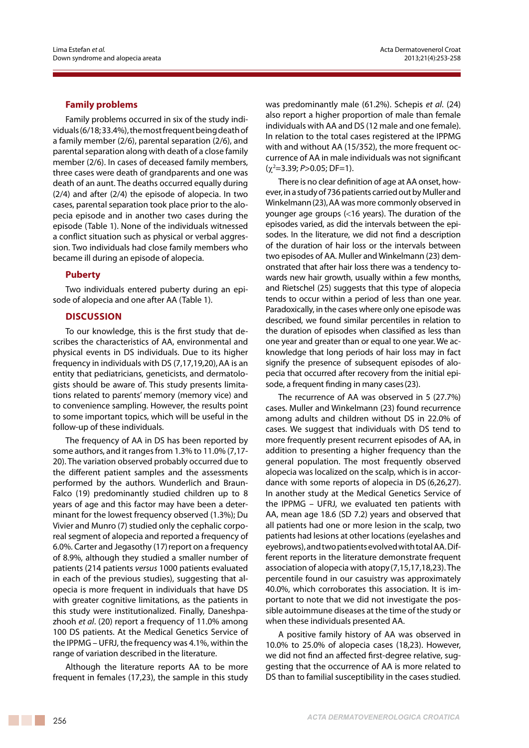### Family problems

Family problems occurred in six of the study individuals (6/18; 33.4%), the most frequent being death of a family member (2/6), parental separation (2/6), and parental separation along with death of a close family member (2/6). In cases of deceased family members, three cases were death of grandparents and one was death of an aunt. The deaths occurred equally during (2/4) and after (2/4) the episode of alopecia. In two cases, parental separation took place prior to the alopecia episode and in another two cases during the episode (Table 1). None of the individuals witnessed a conflict situation such as physical or verbal aggression. Two individuals had close family members who became ill during an episode of alopecia.

### Puberty

Two individuals entered puberty during an episode of alopecia and one after AA (Table 1).

## DISCUSSION

To our knowledge, this is the first study that describes the characteristics of AA, environmental and physical events in DS individuals. Due to its higher frequency in individuals with DS (7,17,19,20), AA is an entity that pediatricians, geneticists, and dermatologists should be aware of. This study presents limitations related to parents' memory (memory vice) and to convenience sampling. However, the results point to some important topics, which will be useful in the follow-up of these individuals.

The frequency of AA in DS has been reported by some authors, and it ranges from 1.3% to 11.0% (7,17-20). The variation observed probably occurred due to the different patient samples and the assessments performed by the authors. Wunderlich and Braun-Falco (19) predominantly studied children up to 8 years of age and this factor may have been a determinant for the lowest frequency observed (1.3%); Du Vivier and Munro (7) studied only the cephalic corporeal segment of alopecia and reported a frequency of 6.0%. Carter and Jegasothy (17) report on a frequency of 8.9%, although they studied a smaller number of patients (214 patients *versus* 1000 patients evaluated in each of the previous studies), suggesting that alopecia is more frequent in individuals that have DS with greater cognitive limitations, as the patients in this study were institutionalized. Finally, Daneshpazhooh *et al*. (20) report a frequency of 11.0% among 100 DS patients. At the Medical Genetics Service of the IPPMG – UFRJ, the frequency was 4.1%, within the range of variation described in the literature.

Although the literature reports AA to be more frequent in females (17,23), the sample in this study was predominantly male (61.2%). Schepis *et al*. (24) also report a higher proportion of male than female individuals with AA and DS (12 male and one female). In relation to the total cases registered at the IPPMG with and without AA (15/352), the more frequent occurrence of AA in male individuals was not significant ($\chi^2$=3.39; $P$>0.05; DF=1).

There is no clear definition of age at AA onset, however, in a study of 736 patients carried out by Muller and Winkelmann (23), AA was more commonly observed in younger age groups (<16 years). The duration of the episodes varied, as did the intervals between the episodes. In the literature, we did not find a description of the duration of hair loss or the intervals between two episodes of AA. Muller and Winkelmann (23) demonstrated that after hair loss there was a tendency towards new hair growth, usually within a few months, and Rietschel (25) suggests that this type of alopecia tends to occur within a period of less than one year. Paradoxically, in the cases where only one episode was described, we found similar percentiles in relation to the duration of episodes when classified as less than one year and greater than or equal to one year. We acknowledge that long periods of hair loss may in fact signify the presence of subsequent episodes of alopecia that occurred after recovery from the initial episode, a frequent finding in many cases (23).

The recurrence of AA was observed in 5 (27.7%) cases. Muller and Winkelmann (23) found recurrence among adults and children without DS in 22.0% of cases. We suggest that individuals with DS tend to more frequently present recurrent episodes of AA, in addition to presenting a higher frequency than the general population. The most frequently observed alopecia was localized on the scalp, which is in accordance with some reports of alopecia in DS (6,26,27). In another study at the Medical Genetics Service of the IPPMG – UFRJ, we evaluated ten patients with AA, mean age 18.6 (SD 7.2) years and observed that all patients had one or more lesion in the scalp, two patients had lesions at other locations (eyelashes and eyebrows), and two patients evolved with total AA. Different reports in the literature demonstrate frequent association of alopecia with atopy (7,15,17,18,23). The percentile found in our casuistry was approximately 40.0%, which corroborates this association. It is important to note that we did not investigate the possible autoimmune diseases at the time of the study or when these individuals presented AA.

A positive family history of AA was observed in 10.0% to 25.0% of alopecia cases (18,23). However, we did not find an affected first-degree relative, suggesting that the occurrence of AA is more related to DS than to familial susceptibility in the cases studied.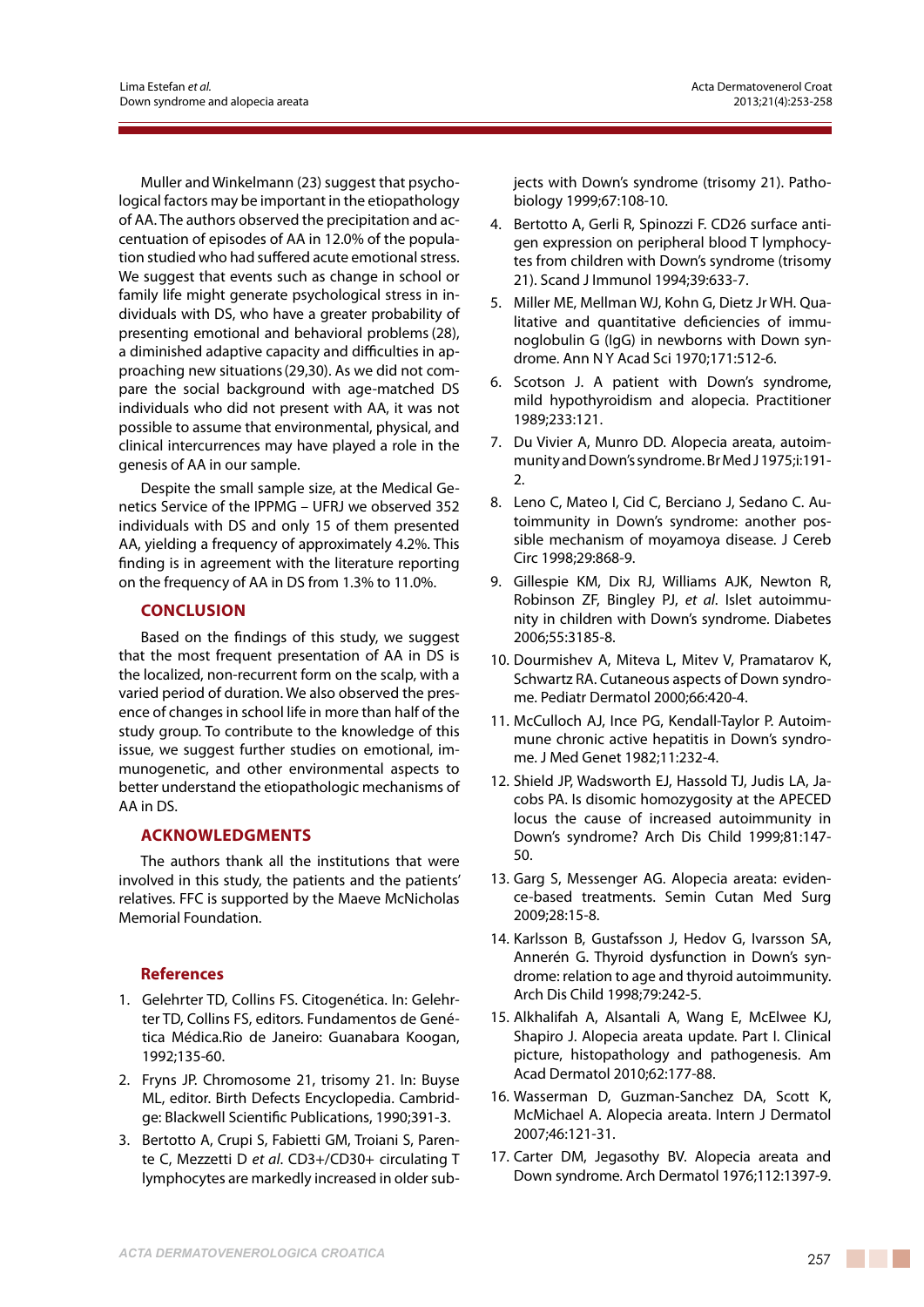Muller and Winkelmann (23) suggest that psychological factors may be important in the etiopathology of AA. The authors observed the precipitation and accentuation of episodes of AA in 12.0% of the population studied who had suffered acute emotional stress. We suggest that events such as change in school or family life might generate psychological stress in individuals with DS, who have a greater probability of presenting emotional and behavioral problems (28), a diminished adaptive capacity and difficulties in approaching new situations (29,30). As we did not compare the social background with age-matched DS individuals who did not present with AA, it was not possible to assume that environmental, physical, and clinical intercurrences may have played a role in the genesis of AA in our sample.

Despite the small sample size, at the Medical Genetics Service of the IPPMG – UFRJ we observed 352 individuals with DS and only 15 of them presented AA, yielding a frequency of approximately 4.2%. This finding is in agreement with the literature reporting on the frequency of AA in DS from 1.3% to 11.0%.

## CONCLUSION

Based on the findings of this study, we suggest that the most frequent presentation of AA in DS is the localized, non-recurrent form on the scalp, with a varied period of duration. We also observed the presence of changes in school life in more than half of the study group. To contribute to the knowledge of this issue, we suggest further studies on emotional, immunogenetic, and other environmental aspects to better understand the etiopathologic mechanisms of AA in DS.

## ACKNOWLEDGMENTS

The authors thank all the institutions that were involved in this study, the patients and the patients' relatives. FFC is supported by the Maeve McNicholas Memorial Foundation.

## References

1. Gelehrter TD, Collins FS. Citogenética. In: Gelehrter TD, Collins FS, editors. Fundamentos de Genética Médica.Rio de Janeiro: Guanabara Koogan, 1992;135-60.
2. Fryns JP. Chromosome 21, trisomy 21. In: Buyse ML, editor. Birth Defects Encyclopedia. Cambridge: Blackwell Scientific Publications, 1990;391-3.
3. Bertotto A, Crupi S, Fabietti GM, Troiani S, Parente C, Mezzetti D *et al.* CD3+/CD30+ circulating T lymphocytes are markedly increased in older subjects with Down's syndrome (trisomy 21). Pathobiology 1999;67:108-10.
4. Bertotto A, Gerli R, Spinozzi F. CD26 surface antigen expression on peripheral blood T lymphocytes from children with Down's syndrome (trisomy 21). Scand J Immunol 1994;39:633-7.
5. Miller ME, Mellman WJ, Kohn G, Dietz Jr WH. Qualitative and quantitative deficiencies of immunoglobulin G (IgG) in newborns with Down syndrome. Ann N Y Acad Sci 1970;171:512-6.
6. Scotson J. A patient with Down's syndrome, mild hypothyroidism and alopecia. Practitioner 1989;233:121.
7. Du Vivier A, Munro DD. Alopecia areata, autoimmunity and Down's syndrome. Br Med J 1975;i:191-2.
8. Leno C, Mateo I, Cid C, Berciano J, Sedano C. Autoimmunity in Down's syndrome: another possible mechanism of moyamoya disease. J Cereb Circ 1998;29:868-9.
9. Gillespie KM, Dix RJ, Williams AJK, Newton R, Robinson ZF, Bingley PJ, *et al.* Islet autoimmunity in children with Down's syndrome. Diabetes 2006;55:3185-8.
10. Dourmishev A, Miteva L, Mitev V, Pramatarov K, Schwartz RA. Cutaneous aspects of Down syndrome. Pediatr Dermatol 2000;66:420-4.
11. McCulloch AJ, Ince PG, Kendall-Taylor P. Autoimmune chronic active hepatitis in Down's syndrome. J Med Genet 1982;11:232-4.
12. Shield JP, Wadsworth EJ, Hassold TJ, Judis LA, Jacobs PA. Is disomic homozygosity at the APECED locus the cause of increased autoimmunity in Down's syndrome? Arch Dis Child 1999;81:147-50.
13. Garg S, Messenger AG. Alopecia areata: evidence-based treatments. Semin Cutan Med Surg 2009;28:15-8.
14. Karlsson B, Gustafsson J, Hedov G, Ivarsson SA, Annerén G. Thyroid dysfunction in Down's syndrome: relation to age and thyroid autoimmunity. Arch Dis Child 1998;79:242-5.
15. Alkhalifah A, Alsantali A, Wang E, McElwee KJ, Shapiro J. Alopecia areata update. Part I. Clinical picture, histopathology and pathogenesis. Am Acad Dermatol 2010;62:177-88.
16. Wasserman D, Guzman-Sanchez DA, Scott K, McMichael A. Alopecia areata. Intern J Dermatol 2007;46:121-31.
17. Carter DM, Jegasothy BV. Alopecia areata and Down syndrome. Arch Dermatol 1976;112:1397-9.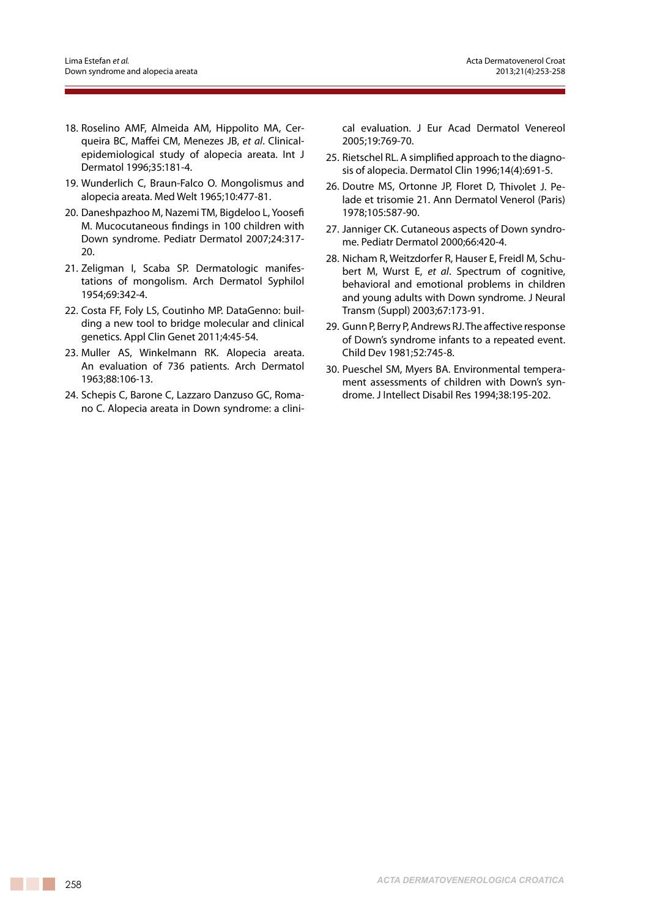18. Roselino AMF, Almeida AM, Hippolito MA, Cerqueira BC, Maffei CM, Menezes JB, *et al*. Clinical-epidemiological study of alopecia areata. Int J Dermatol 1996;35:181-4.
19. Wunderlich C, Braun-Falco O. Mongolismus and alopecia areata. Med Welt 1965;10:477-81.
20. Daneshpazhoo M, Nazemi TM, Bigdeloo L, Yoosefi M. Mucocutaneous findings in 100 children with Down syndrome. Pediatr Dermatol 2007;24:317-20.
21. Zeligman I, Scaba SP. Dermatologic manifestations of mongolism. Arch Dermatol Syphilol 1954;69:342-4.
22. Costa FF, Foly LS, Coutinho MP. DataGenno: building a new tool to bridge molecular and clinical genetics. Appl Clin Genet 2011;4:45-54.
23. Muller AS, Winkelmann RK. Alopecia areata. An evaluation of 736 patients. Arch Dermatol 1963;88:106-13.
24. Schepis C, Barone C, Lazzaro Danzuso GC, Romano C. Alopecia areata in Down syndrome: a clinical evaluation. J Eur Acad Dermatol Venereol 2005;19:769-70.
25. Rietschel RL. A simplified approach to the diagnosis of alopecia. Dermatol Clin 1996;14(4):691-5.
26. Doutre MS, Ortonne JP, Floret D, Thivolet J. Pelade et trisomie 21. Ann Dermatol Venerol (Paris) 1978;105:587-90.
27. Janniger CK. Cutaneous aspects of Down syndrome. Pediatr Dermatol 2000;66:420-4.
28. Nicham R, Weitzdorfer R, Hauser E, Freidl M, Schubert M, Wurst E, *et al*. Spectrum of cognitive, behavioral and emotional problems in children and young adults with Down syndrome. J Neural Transm (Suppl) 2003;67:173-91.
29. Gunn P, Berry P, Andrews RJ. The affective response of Down's syndrome infants to a repeated event. Child Dev 1981;52:745-8.
30. Pueschel SM, Myers BA. Environmental temperament assessments of children with Down's syndrome. J Intellect Disabil Res 1994;38:195-202.